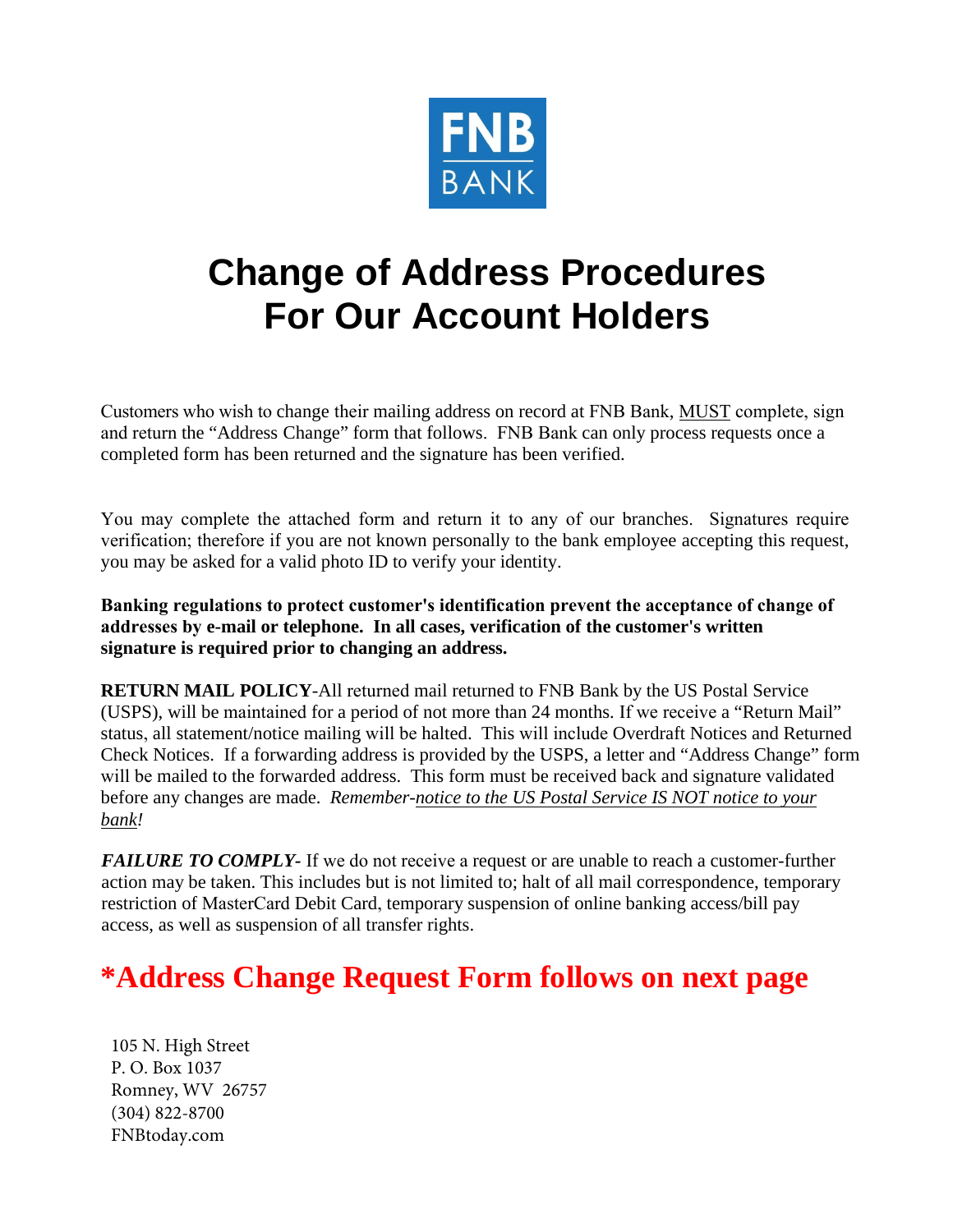FNB BANK

# Change of Address Procedures For Our Account Holders

Customers who wish to change their mailing address on record at FNB Bank, <u>MUST</u> complete, sign and return the "Address Change" form that follows. FNB Bank can only process requests once a completed form has been returned and the signature has been verified.

You may complete the attached form and return it to any of our branches. Signatures require verification; therefore if you are not known personally to the bank employee accepting this request, you may be asked for a valid photo ID to verify your identity.

**Banking regulations to protect customer's identification prevent the acceptance of change of addresses by e-mail or telephone. In all cases, verification of the customer's written signature is required prior to changing an address.**

**RETURN MAIL POLICY**-All returned mail returned to FNB Bank by the US Postal Service (USPS), will be maintained for a period of not more than 24 months. If we receive a "Return Mail" status, all statement/notice mailing will be halted. This will include Overdraft Notices and Returned Check Notices. If a forwarding address is provided by the USPS, a letter and "Address Change" form will be mailed to the forwarded address. This form must be received back and signature validated before any changes are made. *Remember-<u>notice to the US Postal Service IS NOT notice to your bank</u>!*

***FAILURE TO COMPLY-*** If we do not receive a request or are unable to reach a customer-further action may be taken. This includes but is not limited to; halt of all mail correspondence, temporary restriction of MasterCard Debit Card, temporary suspension of online banking access/bill pay access, as well as suspension of all transfer rights.

## *Address Change Request Form follows on next page

105 N. High Street
P. O. Box 1037
Romney, WV 26757
(304) 822-8700
FNBtoday.com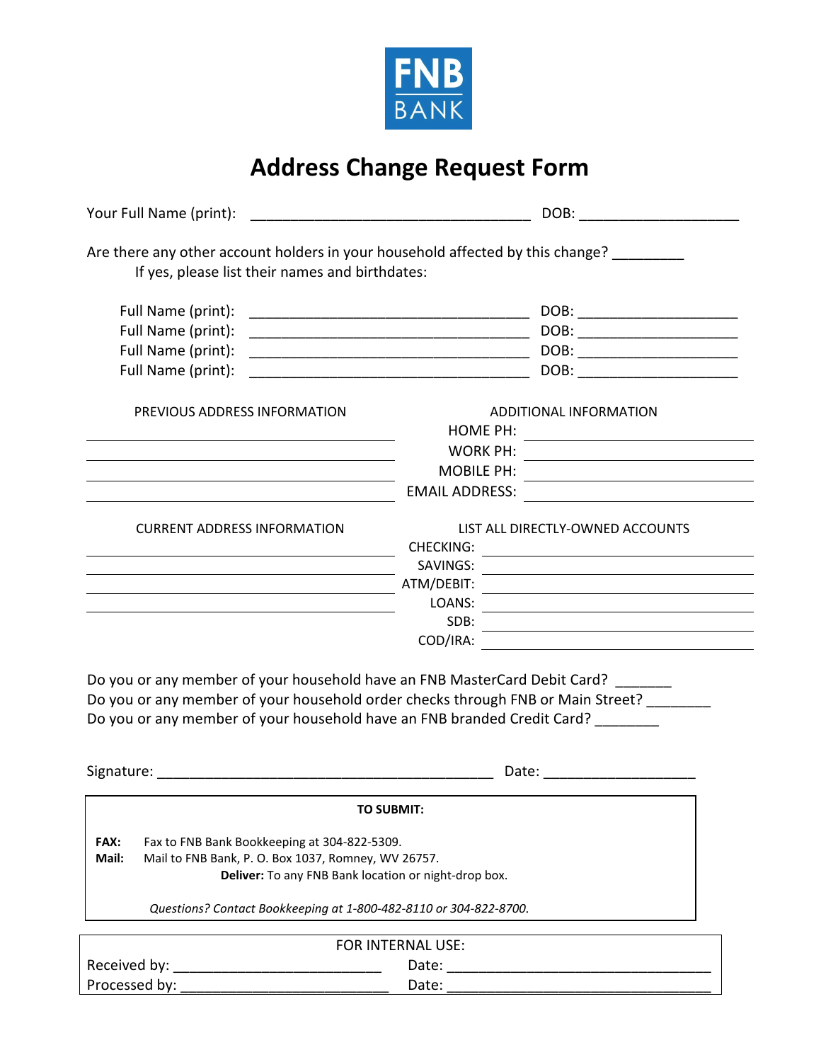FNB BANK

# Address Change Request Form

Your Full Name (print): ___________________________________ DOB: ____________________

Are there any other account holders in your household affected by this change? _________

If yes, please list their names and birthdates:

Full Name (print): ___________________________________ DOB: ____________________

Full Name (print): ___________________________________ DOB: ____________________

Full Name (print): ___________________________________ DOB: ____________________

Full Name (print): ___________________________________ DOB: ____________________

PREVIOUS ADDRESS INFORMATION

______________________________________

______________________________________

______________________________________

______________________________________

ADDITIONAL INFORMATION

HOME PH: ____________________________

WORK PH: ____________________________

MOBILE PH: ____________________________

EMAIL ADDRESS: ____________________________

CURRENT ADDRESS INFORMATION

______________________________________

______________________________________

______________________________________

______________________________________

LIST ALL DIRECTLY-OWNED ACCOUNTS

CHECKING: ____________________________

SAVINGS: ____________________________

ATM/DEBIT: ____________________________

LOANS: ____________________________

SDB: ____________________________

COD/IRA: ____________________________

Do you or any member of your household have an FNB MasterCard Debit Card? _______

Do you or any member of your household order checks through FNB or Main Street? ________

Do you or any member of your household have an FNB branded Credit Card? ________

Signature: ___________________________________________ Date: ___________________

**TO SUBMIT:**

**FAX:** Fax to FNB Bank Bookkeeping at 304-822-5309.

**Mail:** Mail to FNB Bank, P. O. Box 1037, Romney, WV 26757.

**Deliver:** To any FNB Bank location or night-drop box.

*Questions? Contact Bookkeeping at 1-800-482-8110 or 304-822-8700.*

FOR INTERNAL USE:

Received by: __________________________ Date: __________________________________

Processed by: __________________________ Date: __________________________________